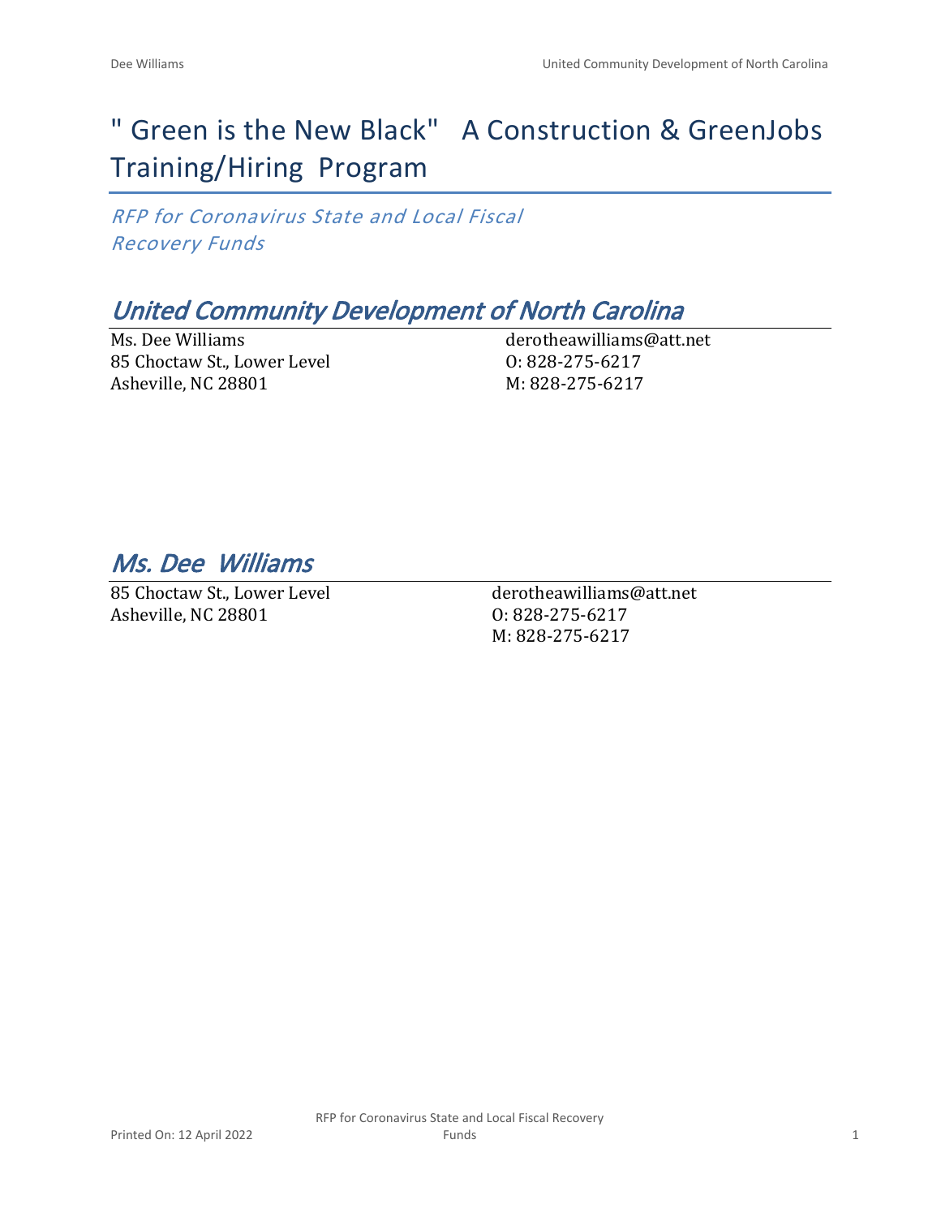# " Green is the New Black"   A Construction & GreenJobs Training/Hiring  Program

*RFP for Coronavirus State and Local Fiscal Recovery Funds*

## *United Community Development of North Carolina*

Ms. Dee Williams
85 Choctaw St., Lower Level
Asheville, NC 28801

derotheawilliams@att.net
O: 828-275-6217
M: 828-275-6217

## *Ms. Dee  Williams*

85 Choctaw St., Lower Level
Asheville, NC 28801

derotheawilliams@att.net
O: 828-275-6217
M: 828-275-6217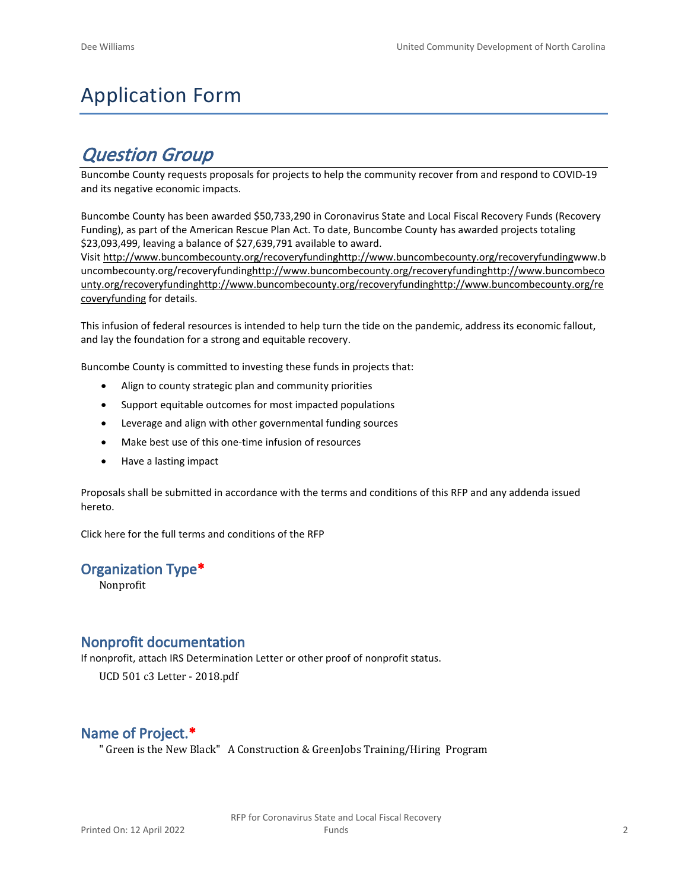# Application Form

## *Question Group*

Buncombe County requests proposals for projects to help the community recover from and respond to COVID-19 and its negative economic impacts.

Buncombe County has been awarded $50,733,290 in Coronavirus State and Local Fiscal Recovery Funds (Recovery Funding), as part of the American Rescue Plan Act. To date, Buncombe County has awarded projects totaling $23,093,499, leaving a balance of $27,639,791 available to award.
Visit http://www.buncombecounty.org/recoveryfundinghttp://www.buncombecounty.org/recoveryfundingwww.buncombecounty.org/recoveryfundinghttp://www.buncombecounty.org/recoveryfundinghttp://www.buncombecounty.org/recoveryfundinghttp://www.buncombecounty.org/recoveryfundinghttp://www.buncombecounty.org/recoveryfunding for details.

This infusion of federal resources is intended to help turn the tide on the pandemic, address its economic fallout, and lay the foundation for a strong and equitable recovery.

Buncombe County is committed to investing these funds in projects that:

- Align to county strategic plan and community priorities
- Support equitable outcomes for most impacted populations
- Leverage and align with other governmental funding sources
- Make best use of this one-time infusion of resources
- Have a lasting impact

Proposals shall be submitted in accordance with the terms and conditions of this RFP and any addenda issued hereto.

Click here for the full terms and conditions of the RFP

### Organization Type*

Nonprofit

### Nonprofit documentation

If nonprofit, attach IRS Determination Letter or other proof of nonprofit status.

UCD 501 c3 Letter - 2018.pdf

### Name of Project.*

" Green is the New Black"   A Construction & GreenJobs Training/Hiring  Program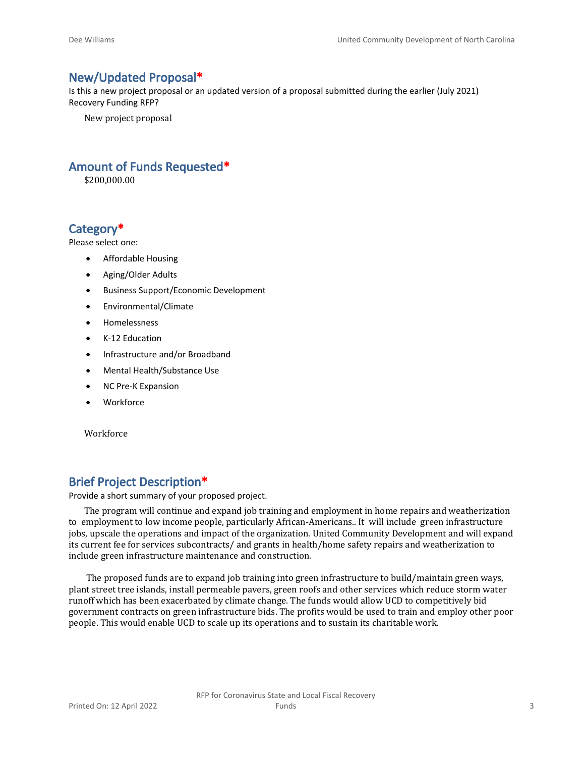## New/Updated Proposal*

Is this a new project proposal or an updated version of a proposal submitted during the earlier (July 2021) Recovery Funding RFP?

New project proposal

## Amount of Funds Requested*

$200,000.00

## Category*

Please select one:

- Affordable Housing
- Aging/Older Adults
- Business Support/Economic Development
- Environmental/Climate
- Homelessness
- K-12 Education
- Infrastructure and/or Broadband
- Mental Health/Substance Use
- NC Pre-K Expansion
- Workforce

Workforce

## Brief Project Description*

Provide a short summary of your proposed project.

The program will continue and expand job training and employment in home repairs and weatherization to employment to low income people, particularly African-Americans.. It will include green infrastructure jobs, upscale the operations and impact of the organization. United Community Development and will expand its current fee for services subcontracts/ and grants in health/home safety repairs and weatherization to include green infrastructure maintenance and construction.

The proposed funds are to expand job training into green infrastructure to build/maintain green ways, plant street tree islands, install permeable pavers, green roofs and other services which reduce storm water runoff which has been exacerbated by climate change. The funds would allow UCD to competitively bid government contracts on green infrastructure bids. The profits would be used to train and employ other poor people. This would enable UCD to scale up its operations and to sustain its charitable work.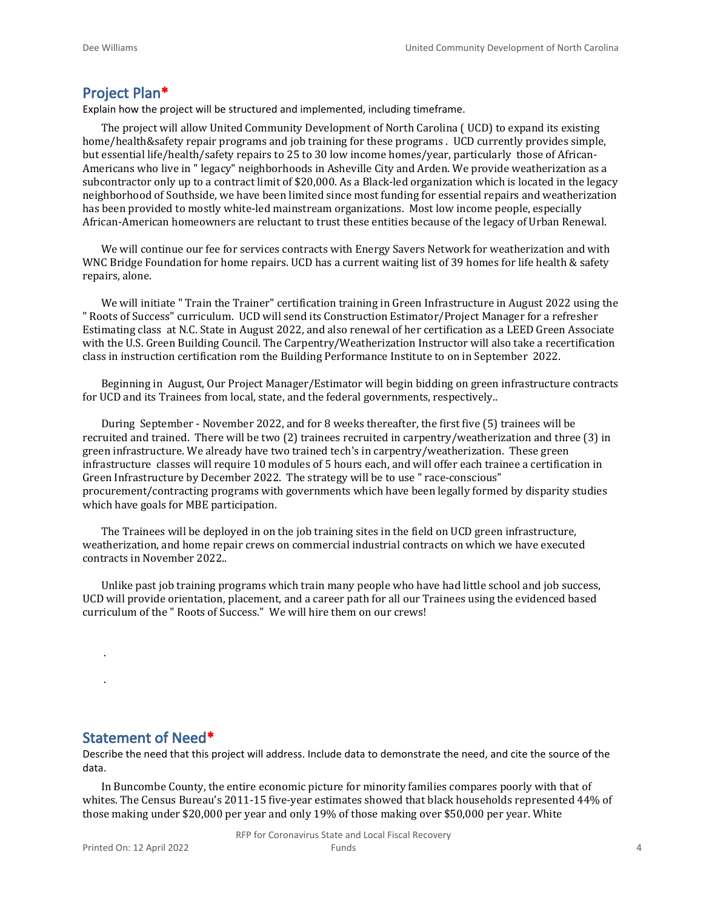## Project Plan*

Explain how the project will be structured and implemented, including timeframe.

The project will allow United Community Development of North Carolina ( UCD) to expand its existing home/health&safety repair programs and job training for these programs . UCD currently provides simple, but essential life/health/safety repairs to 25 to 30 low income homes/year, particularly those of African-Americans who live in " legacy" neighborhoods in Asheville City and Arden. We provide weatherization as a subcontractor only up to a contract limit of $20,000. As a Black-led organization which is located in the legacy neighborhood of Southside, we have been limited since most funding for essential repairs and weatherization has been provided to mostly white-led mainstream organizations. Most low income people, especially African-American homeowners are reluctant to trust these entities because of the legacy of Urban Renewal.

We will continue our fee for services contracts with Energy Savers Network for weatherization and with WNC Bridge Foundation for home repairs. UCD has a current waiting list of 39 homes for life health & safety repairs, alone.

We will initiate " Train the Trainer" certification training in Green Infrastructure in August 2022 using the " Roots of Success" curriculum. UCD will send its Construction Estimator/Project Manager for a refresher Estimating class at N.C. State in August 2022, and also renewal of her certification as a LEED Green Associate with the U.S. Green Building Council. The Carpentry/Weatherization Instructor will also take a recertification class in instruction certification rom the Building Performance Institute to on in September 2022.

Beginning in August, Our Project Manager/Estimator will begin bidding on green infrastructure contracts for UCD and its Trainees from local, state, and the federal governments, respectively..

During September - November 2022, and for 8 weeks thereafter, the first five (5) trainees will be recruited and trained. There will be two (2) trainees recruited in carpentry/weatherization and three (3) in green infrastructure. We already have two trained tech's in carpentry/weatherization. These green infrastructure classes will require 10 modules of 5 hours each, and will offer each trainee a certification in Green Infrastructure by December 2022. The strategy will be to use " race-conscious" procurement/contracting programs with governments which have been legally formed by disparity studies which have goals for MBE participation.

The Trainees will be deployed in on the job training sites in the field on UCD green infrastructure, weatherization, and home repair crews on commercial industrial contracts on which we have executed contracts in November 2022..

Unlike past job training programs which train many people who have had little school and job success, UCD will provide orientation, placement, and a career path for all our Trainees using the evidenced based curriculum of the " Roots of Success." We will hire them on our crews!

.

.

## Statement of Need*

Describe the need that this project will address. Include data to demonstrate the need, and cite the source of the data.

In Buncombe County, the entire economic picture for minority families compares poorly with that of whites. The Census Bureau's 2011-15 five-year estimates showed that black households represented 44% of those making under $20,000 per year and only 19% of those making over $50,000 per year. White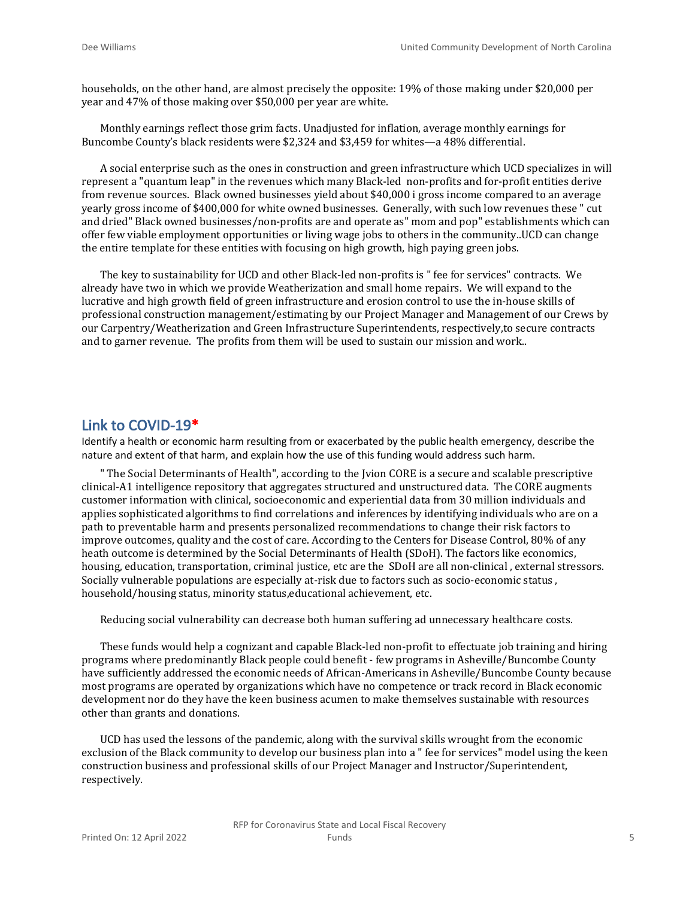households, on the other hand, are almost precisely the opposite: 19% of those making under $20,000 per year and 47% of those making over $50,000 per year are white.

Monthly earnings reflect those grim facts. Unadjusted for inflation, average monthly earnings for Buncombe County's black residents were $2,324 and $3,459 for whites—a 48% differential.

A social enterprise such as the ones in construction and green infrastructure which UCD specializes in will represent a "quantum leap" in the revenues which many Black-led non-profits and for-profit entities derive from revenue sources. Black owned businesses yield about $40,000 i gross income compared to an average yearly gross income of $400,000 for white owned businesses. Generally, with such low revenues these " cut and dried" Black owned businesses/non-profits are and operate as" mom and pop" establishments which can offer few viable employment opportunities or living wage jobs to others in the community..UCD can change the entire template for these entities with focusing on high growth, high paying green jobs.

The key to sustainability for UCD and other Black-led non-profits is " fee for services" contracts. We already have two in which we provide Weatherization and small home repairs. We will expand to the lucrative and high growth field of green infrastructure and erosion control to use the in-house skills of professional construction management/estimating by our Project Manager and Management of our Crews by our Carpentry/Weatherization and Green Infrastructure Superintendents, respectively,to secure contracts and to garner revenue. The profits from them will be used to sustain our mission and work..

## Link to COVID-19*

Identify a health or economic harm resulting from or exacerbated by the public health emergency, describe the nature and extent of that harm, and explain how the use of this funding would address such harm.

" The Social Determinants of Health", according to the Jvion CORE is a secure and scalable prescriptive clinical-A1 intelligence repository that aggregates structured and unstructured data. The CORE augments customer information with clinical, socioeconomic and experiential data from 30 million individuals and applies sophisticated algorithms to find correlations and inferences by identifying individuals who are on a path to preventable harm and presents personalized recommendations to change their risk factors to improve outcomes, quality and the cost of care. According to the Centers for Disease Control, 80% of any heath outcome is determined by the Social Determinants of Health (SDoH). The factors like economics, housing, education, transportation, criminal justice, etc are the SDoH are all non-clinical , external stressors. Socially vulnerable populations are especially at-risk due to factors such as socio-economic status , household/housing status, minority status,educational achievement, etc.

Reducing social vulnerability can decrease both human suffering ad unnecessary healthcare costs.

These funds would help a cognizant and capable Black-led non-profit to effectuate job training and hiring programs where predominantly Black people could benefit - few programs in Asheville/Buncombe County have sufficiently addressed the economic needs of African-Americans in Asheville/Buncombe County because most programs are operated by organizations which have no competence or track record in Black economic development nor do they have the keen business acumen to make themselves sustainable with resources other than grants and donations.

UCD has used the lessons of the pandemic, along with the survival skills wrought from the economic exclusion of the Black community to develop our business plan into a " fee for services" model using the keen construction business and professional skills of our Project Manager and Instructor/Superintendent, respectively.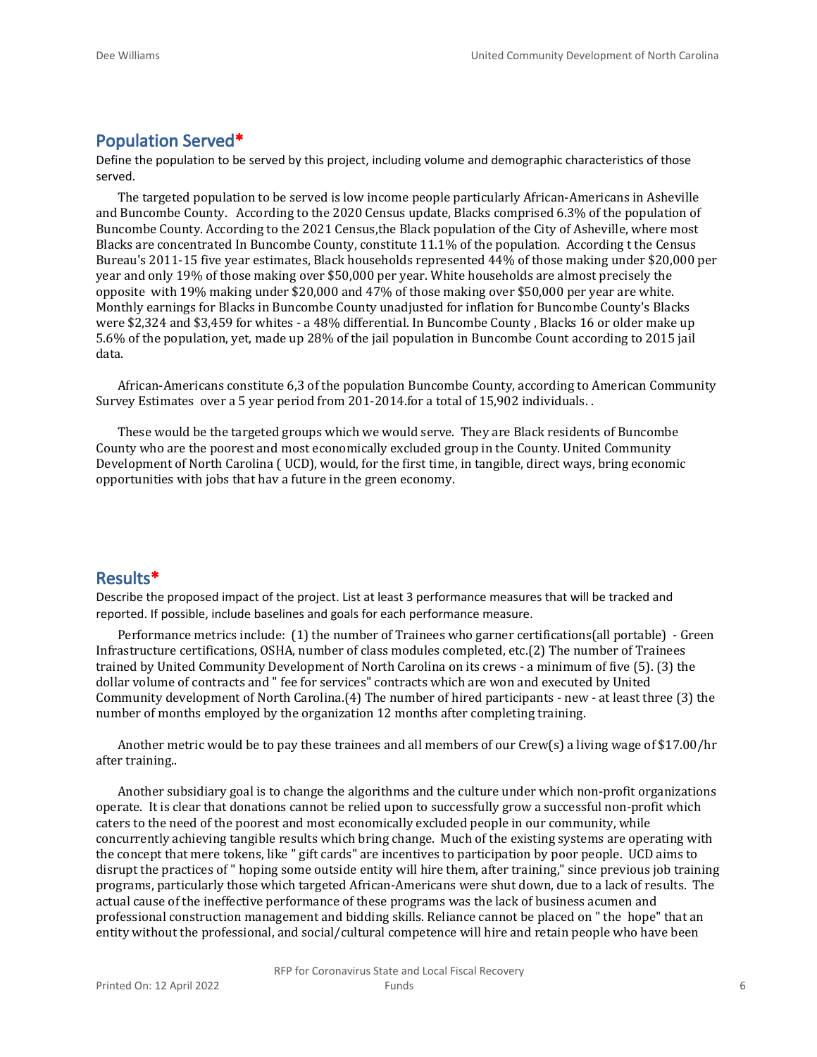## Population Served*

Define the population to be served by this project, including volume and demographic characteristics of those served.

The targeted population to be served is low income people particularly African-Americans in Asheville and Buncombe County. According to the 2020 Census update, Blacks comprised 6.3% of the population of Buncombe County. According to the 2021 Census,the Black population of the City of Asheville, where most Blacks are concentrated In Buncombe County, constitute 11.1% of the population. According t the Census Bureau's 2011-15 five year estimates, Black households represented 44% of those making under $20,000 per year and only 19% of those making over $50,000 per year. White households are almost precisely the opposite with 19% making under $20,000 and 47% of those making over $50,000 per year are white. Monthly earnings for Blacks in Buncombe County unadjusted for inflation for Buncombe County's Blacks were $2,324 and $3,459 for whites - a 48% differential. In Buncombe County , Blacks 16 or older make up 5.6% of the population, yet, made up 28% of the jail population in Buncombe Count according to 2015 jail data.

African-Americans constitute 6,3 of the population Buncombe County, according to American Community Survey Estimates over a 5 year period from 201-2014.for a total of 15,902 individuals. .

These would be the targeted groups which we would serve. They are Black residents of Buncombe County who are the poorest and most economically excluded group in the County. United Community Development of North Carolina ( UCD), would, for the first time, in tangible, direct ways, bring economic opportunities with jobs that hav a future in the green economy.

## Results*

Describe the proposed impact of the project. List at least 3 performance measures that will be tracked and reported. If possible, include baselines and goals for each performance measure.

Performance metrics include: (1) the number of Trainees who garner certifications(all portable) - Green Infrastructure certifications, OSHA, number of class modules completed, etc.(2) The number of Trainees trained by United Community Development of North Carolina on its crews - a minimum of five (5). (3) the dollar volume of contracts and " fee for services" contracts which are won and executed by United Community development of North Carolina.(4) The number of hired participants - new - at least three (3) the number of months employed by the organization 12 months after completing training.

Another metric would be to pay these trainees and all members of our Crew(s) a living wage of $17.00/hr after training..

Another subsidiary goal is to change the algorithms and the culture under which non-profit organizations operate. It is clear that donations cannot be relied upon to successfully grow a successful non-profit which caters to the need of the poorest and most economically excluded people in our community, while concurrently achieving tangible results which bring change. Much of the existing systems are operating with the concept that mere tokens, like " gift cards" are incentives to participation by poor people. UCD aims to disrupt the practices of " hoping some outside entity will hire them, after training," since previous job training programs, particularly those which targeted African-Americans were shut down, due to a lack of results. The actual cause of the ineffective performance of these programs was the lack of business acumen and professional construction management and bidding skills. Reliance cannot be placed on " the hope" that an entity without the professional, and social/cultural competence will hire and retain people who have been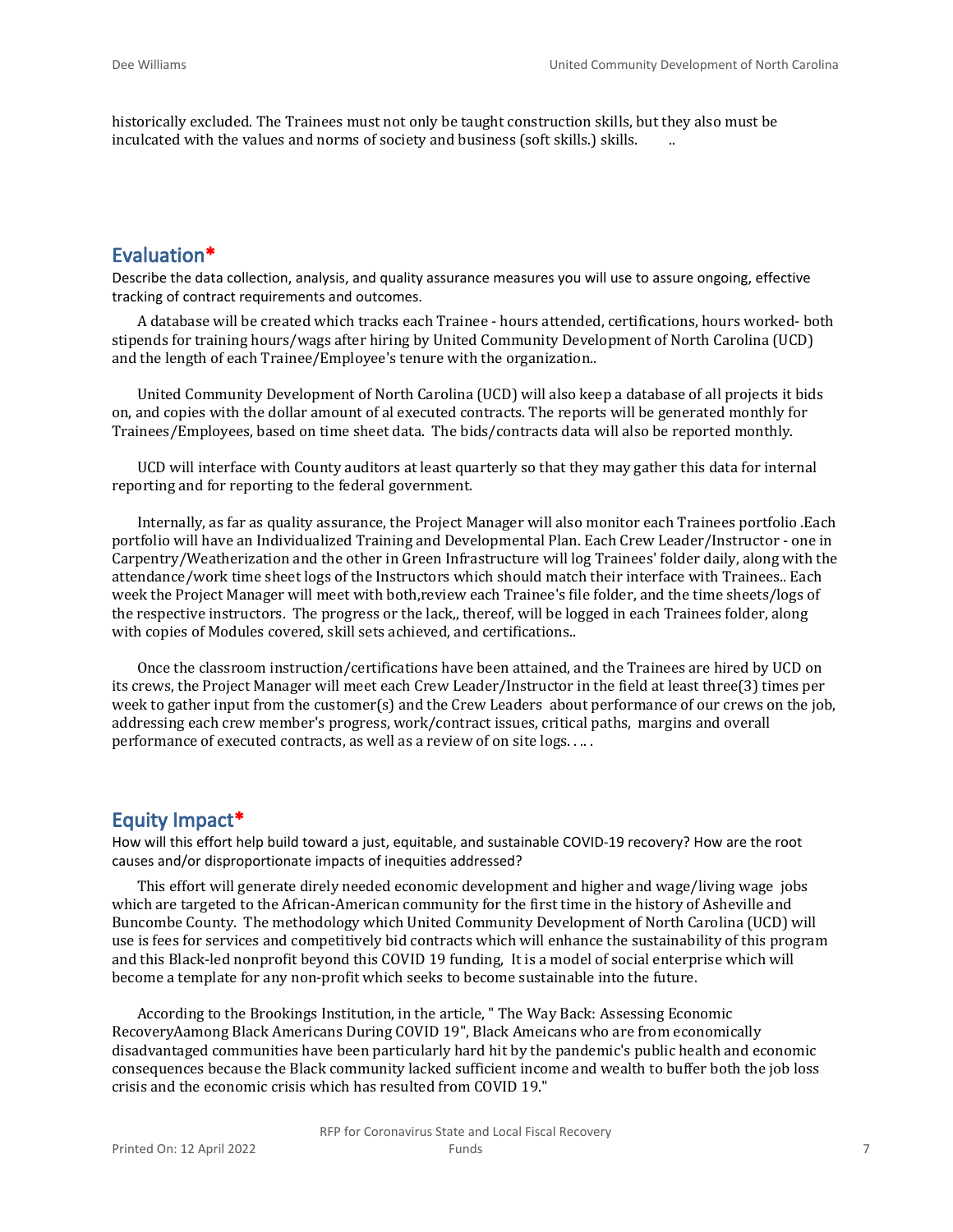historically excluded. The Trainees must not only be taught construction skills, but they also must be inculcated with the values and norms of society and business (soft skills.) skills. ..

## Evaluation*

Describe the data collection, analysis, and quality assurance measures you will use to assure ongoing, effective tracking of contract requirements and outcomes.

A database will be created which tracks each Trainee - hours attended, certifications, hours worked- both stipends for training hours/wags after hiring by United Community Development of North Carolina (UCD) and the length of each Trainee/Employee's tenure with the organization..

United Community Development of North Carolina (UCD) will also keep a database of all projects it bids on, and copies with the dollar amount of al executed contracts. The reports will be generated monthly for Trainees/Employees, based on time sheet data. The bids/contracts data will also be reported monthly.

UCD will interface with County auditors at least quarterly so that they may gather this data for internal reporting and for reporting to the federal government.

Internally, as far as quality assurance, the Project Manager will also monitor each Trainees portfolio .Each portfolio will have an Individualized Training and Developmental Plan. Each Crew Leader/Instructor - one in Carpentry/Weatherization and the other in Green Infrastructure will log Trainees' folder daily, along with the attendance/work time sheet logs of the Instructors which should match their interface with Trainees.. Each week the Project Manager will meet with both,review each Trainee's file folder, and the time sheets/logs of the respective instructors. The progress or the lack,, thereof, will be logged in each Trainees folder, along with copies of Modules covered, skill sets achieved, and certifications..

Once the classroom instruction/certifications have been attained, and the Trainees are hired by UCD on its crews, the Project Manager will meet each Crew Leader/Instructor in the field at least three(3) times per week to gather input from the customer(s) and the Crew Leaders about performance of our crews on the job, addressing each crew member's progress, work/contract issues, critical paths, margins and overall performance of executed contracts, as well as a review of on site logs. . .. .

## Equity Impact*

How will this effort help build toward a just, equitable, and sustainable COVID-19 recovery? How are the root causes and/or disproportionate impacts of inequities addressed?

This effort will generate direly needed economic development and higher and wage/living wage jobs which are targeted to the African-American community for the first time in the history of Asheville and Buncombe County. The methodology which United Community Development of North Carolina (UCD) will use is fees for services and competitively bid contracts which will enhance the sustainability of this program and this Black-led nonprofit beyond this COVID 19 funding, It is a model of social enterprise which will become a template for any non-profit which seeks to become sustainable into the future.

According to the Brookings Institution, in the article, " The Way Back: Assessing Economic RecoveryAamong Black Americans During COVID 19", Black Ameicans who are from economically disadvantaged communities have been particularly hard hit by the pandemic's public health and economic consequences because the Black community lacked sufficient income and wealth to buffer both the job loss crisis and the economic crisis which has resulted from COVID 19."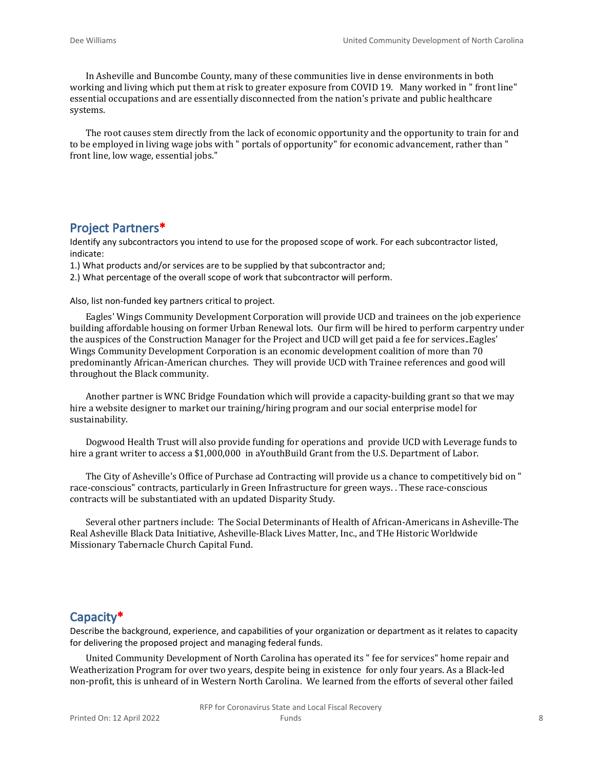In Asheville and Buncombe County, many of these communities live in dense environments in both working and living which put them at risk to greater exposure from COVID 19. Many worked in " front line" essential occupations and are essentially disconnected from the nation's private and public healthcare systems.

The root causes stem directly from the lack of economic opportunity and the opportunity to train for and to be employed in living wage jobs with " portals of opportunity" for economic advancement, rather than " front line, low wage, essential jobs."

## Project Partners*

Identify any subcontractors you intend to use for the proposed scope of work. For each subcontractor listed, indicate:

1.) What products and/or services are to be supplied by that subcontractor and;

2.) What percentage of the overall scope of work that subcontractor will perform.

Also, list non-funded key partners critical to project.

Eagles' Wings Community Development Corporation will provide UCD and trainees on the job experience building affordable housing on former Urban Renewal lots. Our firm will be hired to perform carpentry under the auspices of the Construction Manager for the Project and UCD will get paid a fee for services..Eagles' Wings Community Development Corporation is an economic development coalition of more than 70 predominantly African-American churches. They will provide UCD with Trainee references and good will throughout the Black community.

Another partner is WNC Bridge Foundation which will provide a capacity-building grant so that we may hire a website designer to market our training/hiring program and our social enterprise model for sustainability.

Dogwood Health Trust will also provide funding for operations and provide UCD with Leverage funds to hire a grant writer to access a $1,000,000 in aYouthBuild Grant from the U.S. Department of Labor.

The City of Asheville's Office of Purchase ad Contracting will provide us a chance to competitively bid on " race-conscious" contracts, particularly in Green Infrastructure for green ways. . These race-conscious contracts will be substantiated with an updated Disparity Study.

Several other partners include: The Social Determinants of Health of African-Americans in Asheville-The Real Asheville Black Data Initiative, Asheville-Black Lives Matter, Inc., and THe Historic Worldwide Missionary Tabernacle Church Capital Fund.

## Capacity*

Describe the background, experience, and capabilities of your organization or department as it relates to capacity for delivering the proposed project and managing federal funds.

United Community Development of North Carolina has operated its " fee for services" home repair and Weatherization Program for over two years, despite being in existence for only four years. As a Black-led non-profit, this is unheard of in Western North Carolina. We learned from the efforts of several other failed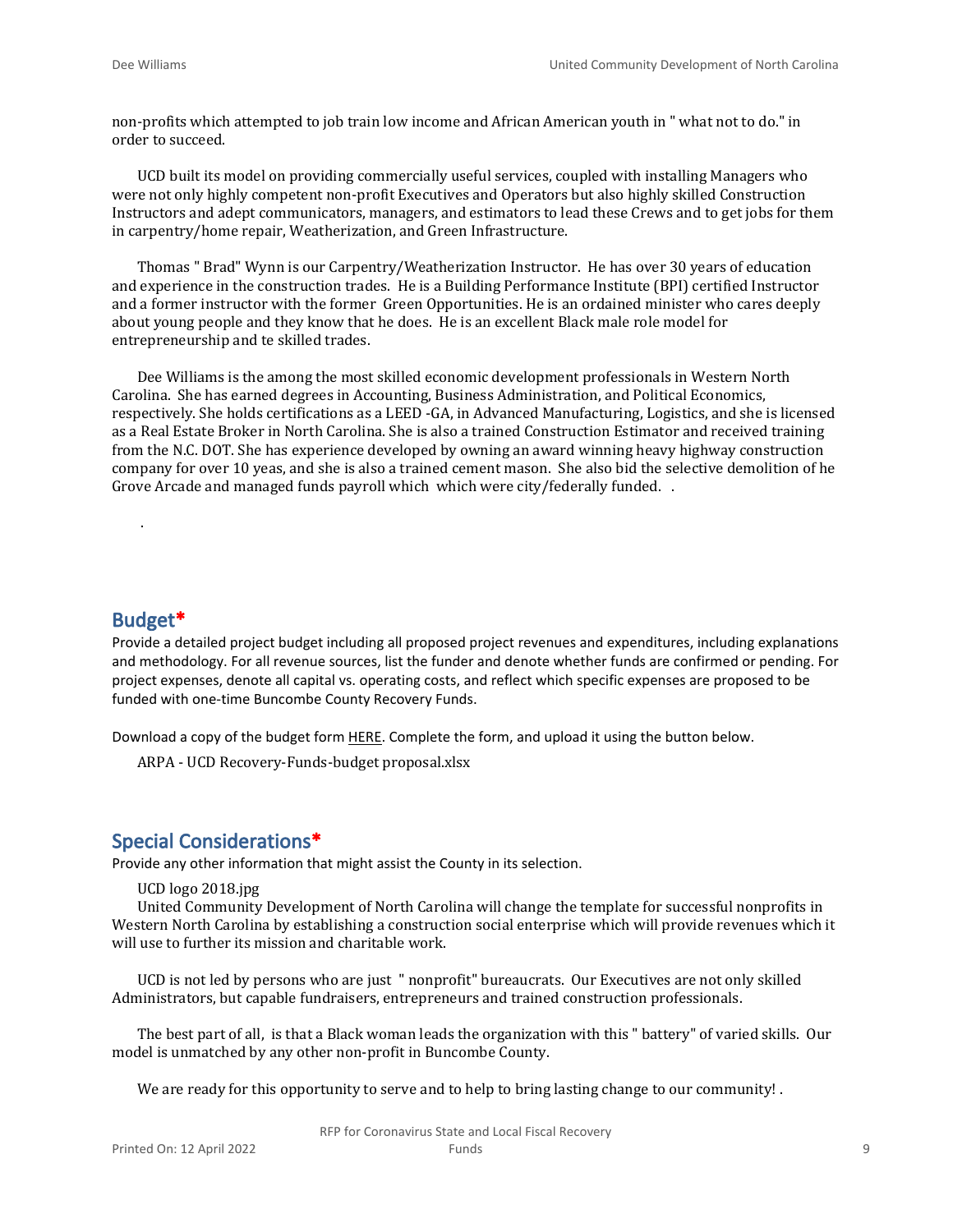non-profits which attempted to job train low income and African American youth in " what not to do." in order to succeed.

UCD built its model on providing commercially useful services, coupled with installing Managers who were not only highly competent non-profit Executives and Operators but also highly skilled Construction Instructors and adept communicators, managers, and estimators to lead these Crews and to get jobs for them in carpentry/home repair, Weatherization, and Green Infrastructure.

Thomas " Brad" Wynn is our Carpentry/Weatherization Instructor. He has over 30 years of education and experience in the construction trades. He is a Building Performance Institute (BPI) certified Instructor and a former instructor with the former Green Opportunities. He is an ordained minister who cares deeply about young people and they know that he does. He is an excellent Black male role model for entrepreneurship and te skilled trades.

Dee Williams is the among the most skilled economic development professionals in Western North Carolina. She has earned degrees in Accounting, Business Administration, and Political Economics, respectively. She holds certifications as a LEED -GA, in Advanced Manufacturing, Logistics, and she is licensed as a Real Estate Broker in North Carolina. She is also a trained Construction Estimator and received training from the N.C. DOT. She has experience developed by owning an award winning heavy highway construction company for over 10 yeas, and she is also a trained cement mason. She also bid the selective demolition of he Grove Arcade and managed funds payroll which which were city/federally funded. .

.

## Budget*

Provide a detailed project budget including all proposed project revenues and expenditures, including explanations and methodology. For all revenue sources, list the funder and denote whether funds are confirmed or pending. For project expenses, denote all capital vs. operating costs, and reflect which specific expenses are proposed to be funded with one-time Buncombe County Recovery Funds.

Download a copy of the budget form HERE. Complete the form, and upload it using the button below.

ARPA - UCD Recovery-Funds-budget proposal.xlsx

## Special Considerations*

Provide any other information that might assist the County in its selection.

UCD logo 2018.jpg

United Community Development of North Carolina will change the template for successful nonprofits in Western North Carolina by establishing a construction social enterprise which will provide revenues which it will use to further its mission and charitable work.

UCD is not led by persons who are just " nonprofit" bureaucrats. Our Executives are not only skilled Administrators, but capable fundraisers, entrepreneurs and trained construction professionals.

The best part of all, is that a Black woman leads the organization with this " battery" of varied skills. Our model is unmatched by any other non-profit in Buncombe County.

We are ready for this opportunity to serve and to help to bring lasting change to our community! .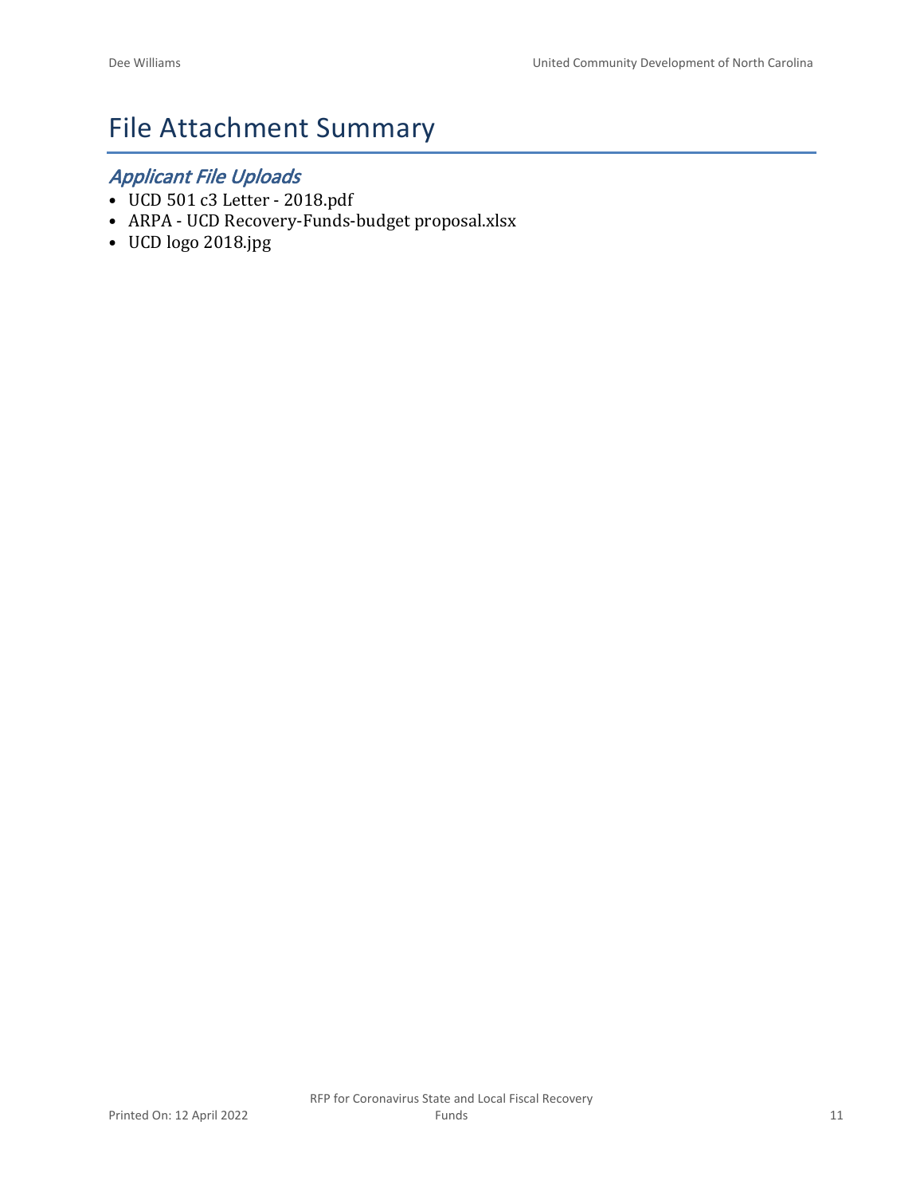# File Attachment Summary

## *Applicant File Uploads*

- UCD 501 c3 Letter - 2018.pdf
- ARPA - UCD Recovery-Funds-budget proposal.xlsx
- UCD logo 2018.jpg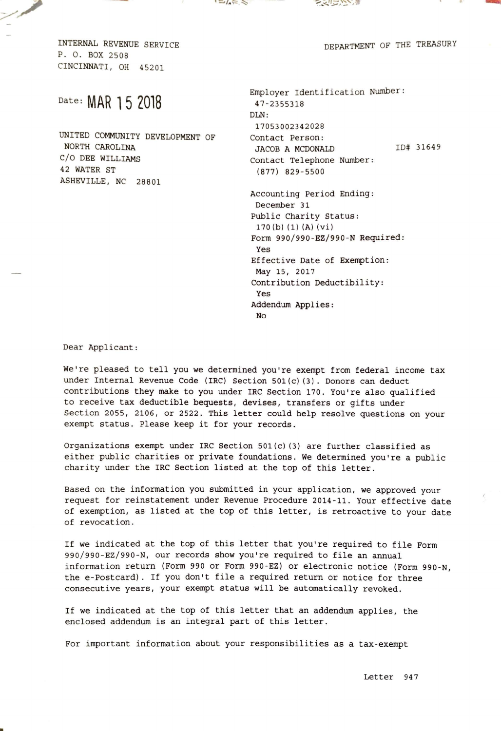INTERNAL REVENUE SERVICE
P. O. BOX 2508
CINCINNATI, OH 45201

DEPARTMENT OF THE TREASURY

Date: MAR 15 2018

UNITED COMMUNITY DEVELOPMENT OF
NORTH CAROLINA
C/O DEE WILLIAMS
42 WATER ST
ASHEVILLE, NC 28801

Employer Identification Number:
47-2355318
DLN:
17053002342028
Contact Person:
JACOB A MCDONALD ID# 31649
Contact Telephone Number:
(877) 829-5500

Accounting Period Ending:
December 31
Public Charity Status:
170(b)(1)(A)(vi)
Form 990/990-EZ/990-N Required:
Yes
Effective Date of Exemption:
May 15, 2017
Contribution Deductibility:
Yes
Addendum Applies:
No

Dear Applicant:

We're pleased to tell you we determined you're exempt from federal income tax under Internal Revenue Code (IRC) Section 501(c)(3). Donors can deduct contributions they make to you under IRC Section 170. You're also qualified to receive tax deductible bequests, devises, transfers or gifts under Section 2055, 2106, or 2522. This letter could help resolve questions on your exempt status. Please keep it for your records.

Organizations exempt under IRC Section 501(c)(3) are further classified as either public charities or private foundations. We determined you're a public charity under the IRC Section listed at the top of this letter.

Based on the information you submitted in your application, we approved your request for reinstatement under Revenue Procedure 2014-11. Your effective date of exemption, as listed at the top of this letter, is retroactive to your date of revocation.

If we indicated at the top of this letter that you're required to file Form 990/990-EZ/990-N, our records show you're required to file an annual information return (Form 990 or Form 990-EZ) or electronic notice (Form 990-N, the e-Postcard). If you don't file a required return or notice for three consecutive years, your exempt status will be automatically revoked.

If we indicated at the top of this letter that an addendum applies, the enclosed addendum is an integral part of this letter.

For important information about your responsibilities as a tax-exempt

Letter 947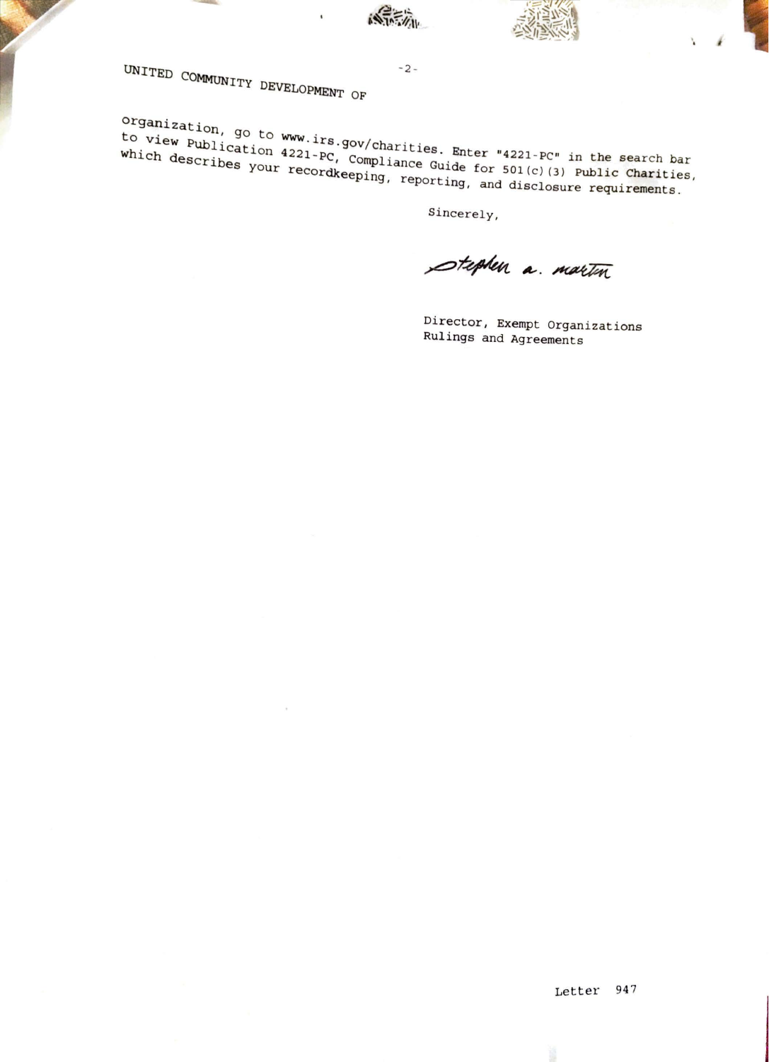UNITED COMMUNITY DEVELOPMENT OF

organization, go to www.irs.gov/charities. Enter "4221-PC" in the search bar to view Publication 4221-PC, Compliance Guide for 501(c)(3) Public Charities, which describes your recordkeeping, reporting, and disclosure requirements.

Sincerely,

stephen a. martin

Director, Exempt Organizations
Rulings and Agreements

Letter 947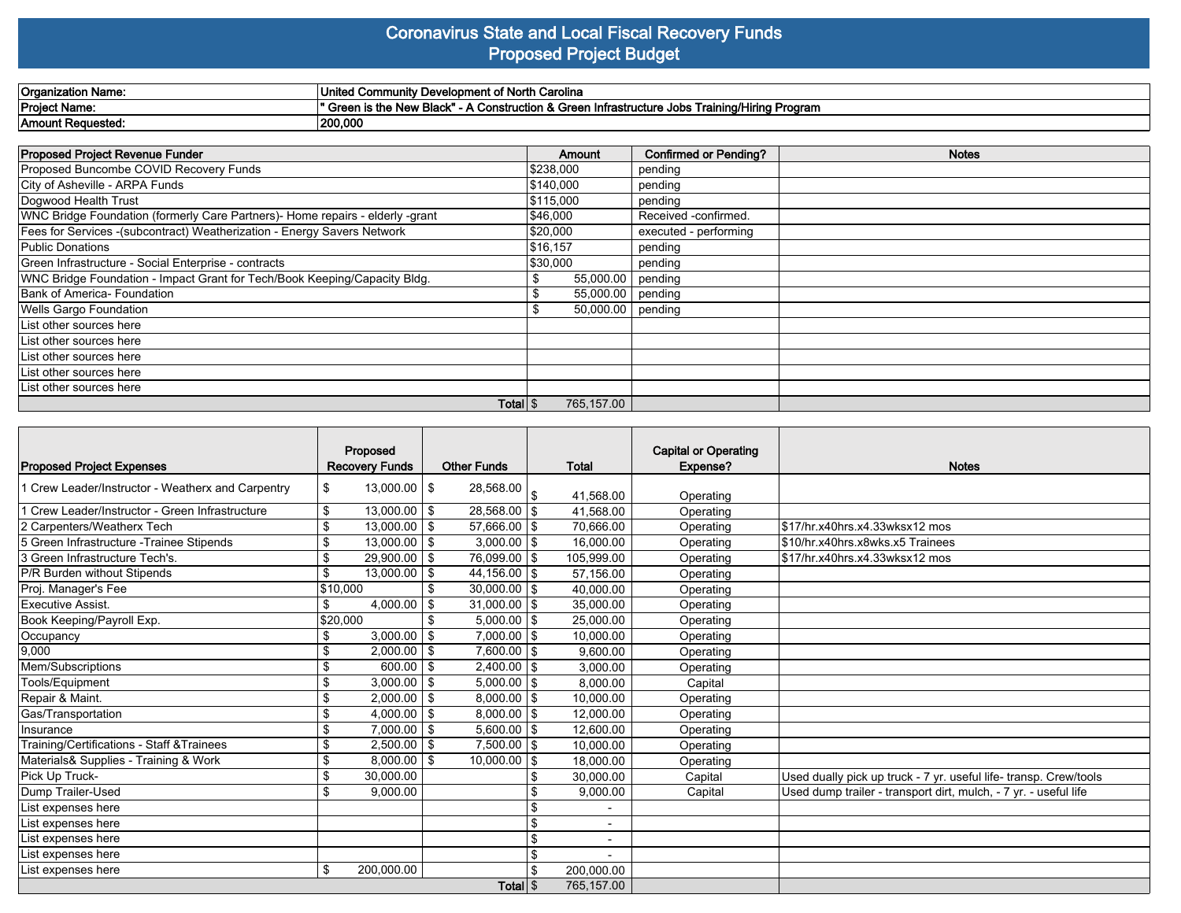# Coronavirus State and Local Fiscal Recovery Funds
## Proposed Project Budget

| | |
|---|---|
| **Organization Name:** | **United Community Development of North Carolina** |
| **Project Name:** | **" Green is the New Black" - A Construction & Green Infrastructure Jobs Training/Hiring Program** |
| **Amount Requested:** | **200,000** |

| Proposed Project Revenue Funder | Amount | Confirmed or Pending? | Notes |
|---|---|---|---|
| Proposed Buncombe COVID Recovery Funds | $238,000 | pending | |
| City of Asheville - ARPA Funds | $140,000 | pending | |
| Dogwood Health Trust | $115,000 | pending | |
| WNC Bridge Foundation (formerly Care Partners)- Home repairs - elderly -grant | $46,000 | Received -confirmed. | |
| Fees for Services -(subcontract) Weatherization - Energy Savers Network | $20,000 | executed - performing | |
| Public Donations | $16,157 | pending | |
| Green Infrastructure - Social Enterprise - contracts | $30,000 | pending | |
| WNC Bridge Foundation - Impact Grant for Tech/Book Keeping/Capacity Bldg. | $ 55,000.00 | pending | |
| Bank of America- Foundation | $ 55,000.00 | pending | |
| Wells Gargo Foundation | $ 50,000.00 | pending | |
| List other sources here | | | |
| List other sources here | | | |
| List other sources here | | | |
| List other sources here | | | |
| List other sources here | | | |
| **Total** | $ 765,157.00 | | |

| Proposed Project Expenses | Proposed Recovery Funds | Other Funds | Total | Capital or Operating Expense? | Notes |
|---|---|---|---|---|---|
| 1 Crew Leader/Instructor - Weatherx and Carpentry | $ 13,000.00 | $ 28,568.00 | $ 41,568.00 | Operating | |
| 1 Crew Leader/Instructor - Green Infrastructure | $ 13,000.00 | $ 28,568.00 | $ 41,568.00 | Operating | |
| 2 Carpenters/Weatherx Tech | $ 13,000.00 | $ 57,666.00 | $ 70,666.00 | Operating | $17/hr.x40hrs.x4.33wksx12 mos |
| 5 Green Infrastructure -Trainee Stipends | $ 13,000.00 | $ 3,000.00 | $ 16,000.00 | Operating | $10/hr.x40hrs.x8wks.x5 Trainees |
| 3 Green Infrastructure Tech's. | $ 29,900.00 | $ 76,099.00 | $ 105,999.00 | Operating | $17/hr.x40hrs.x4.33wksx12 mos |
| P/R Burden without Stipends | $ 13,000.00 | $ 44,156.00 | $ 57,156.00 | Operating | |
| Proj. Manager's Fee | $10,000 | $ 30,000.00 | $ 40,000.00 | Operating | |
| Executive Assist. | $ 4,000.00 | $ 31,000.00 | $ 35,000.00 | Operating | |
| Book Keeping/Payroll Exp. | $20,000 | $ 5,000.00 | $ 25,000.00 | Operating | |
| Occupancy | $ 3,000.00 | $ 7,000.00 | $ 10,000.00 | Operating | |
| 9,000 | $ 2,000.00 | $ 7,600.00 | $ 9,600.00 | Operating | |
| Mem/Subscriptions | $ 600.00 | $ 2,400.00 | $ 3,000.00 | Operating | |
| Tools/Equipment | $ 3,000.00 | $ 5,000.00 | $ 8,000.00 | Capital | |
| Repair & Maint. | $ 2,000.00 | $ 8,000.00 | $ 10,000.00 | Operating | |
| Gas/Transportation | $ 4,000.00 | $ 8,000.00 | $ 12,000.00 | Operating | |
| Insurance | $ 7,000.00 | $ 5,600.00 | $ 12,600.00 | Operating | |
| Training/Certifications - Staff &Trainees | $ 2,500.00 | $ 7,500.00 | $ 10,000.00 | Operating | |
| Materials& Supplies - Training & Work | $ 8,000.00 | $ 10,000.00 | $ 18,000.00 | Operating | |
| Pick Up Truck- | $ 30,000.00 | | $ 30,000.00 | Capital | Used dually pick up truck - 7 yr. useful life- transp. Crew/tools |
| Dump Trailer-Used | $ 9,000.00 | | $ 9,000.00 | Capital | Used dump trailer - transport dirt, mulch, - 7 yr. - useful life |
| List expenses here | | | $ - | | |
| List expenses here | | | $ - | | |
| List expenses here | | | $ - | | |
| List expenses here | | | $ - | | |
| List expenses here | $ 200,000.00 | | $ 200,000.00 | | |
| **Total** | | | $ 765,157.00 | | |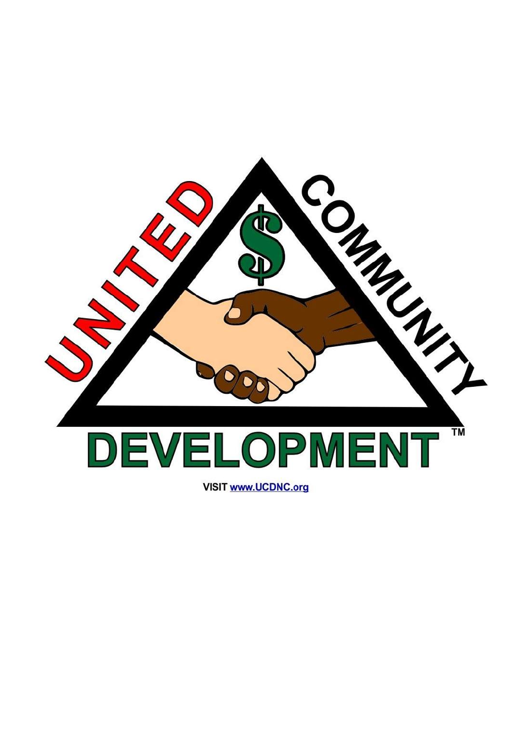UNITED COMMUNITY DEVELOPMENT™

VISIT www.UCDNC.org